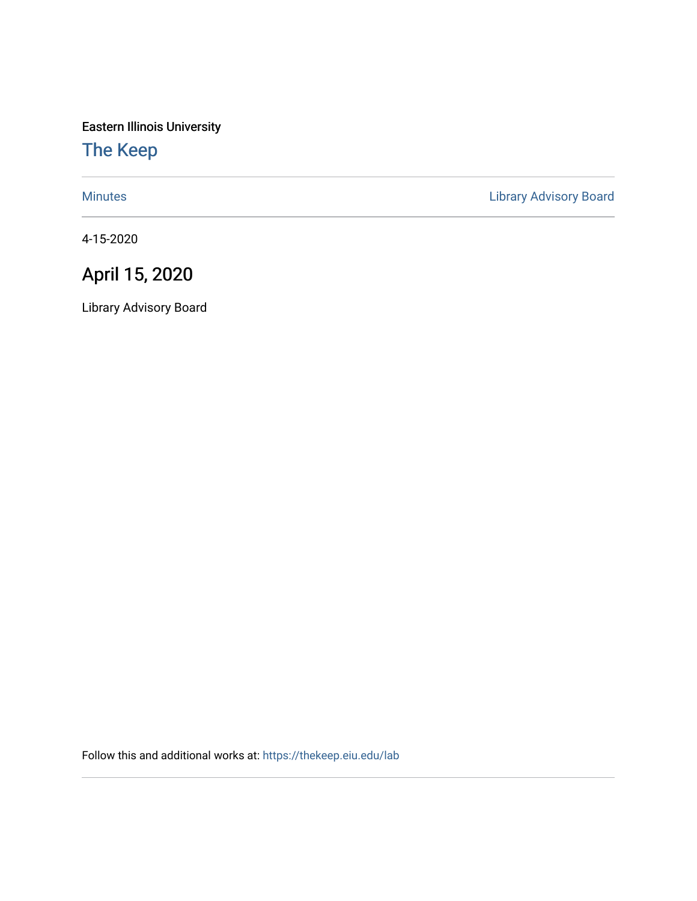Eastern Illinois University

# The Keep

Minutes | Library Advisory Board

4-15-2020

## April 15, 2020

Library Advisory Board

Follow this and additional works at: https://thekeep.eiu.edu/lab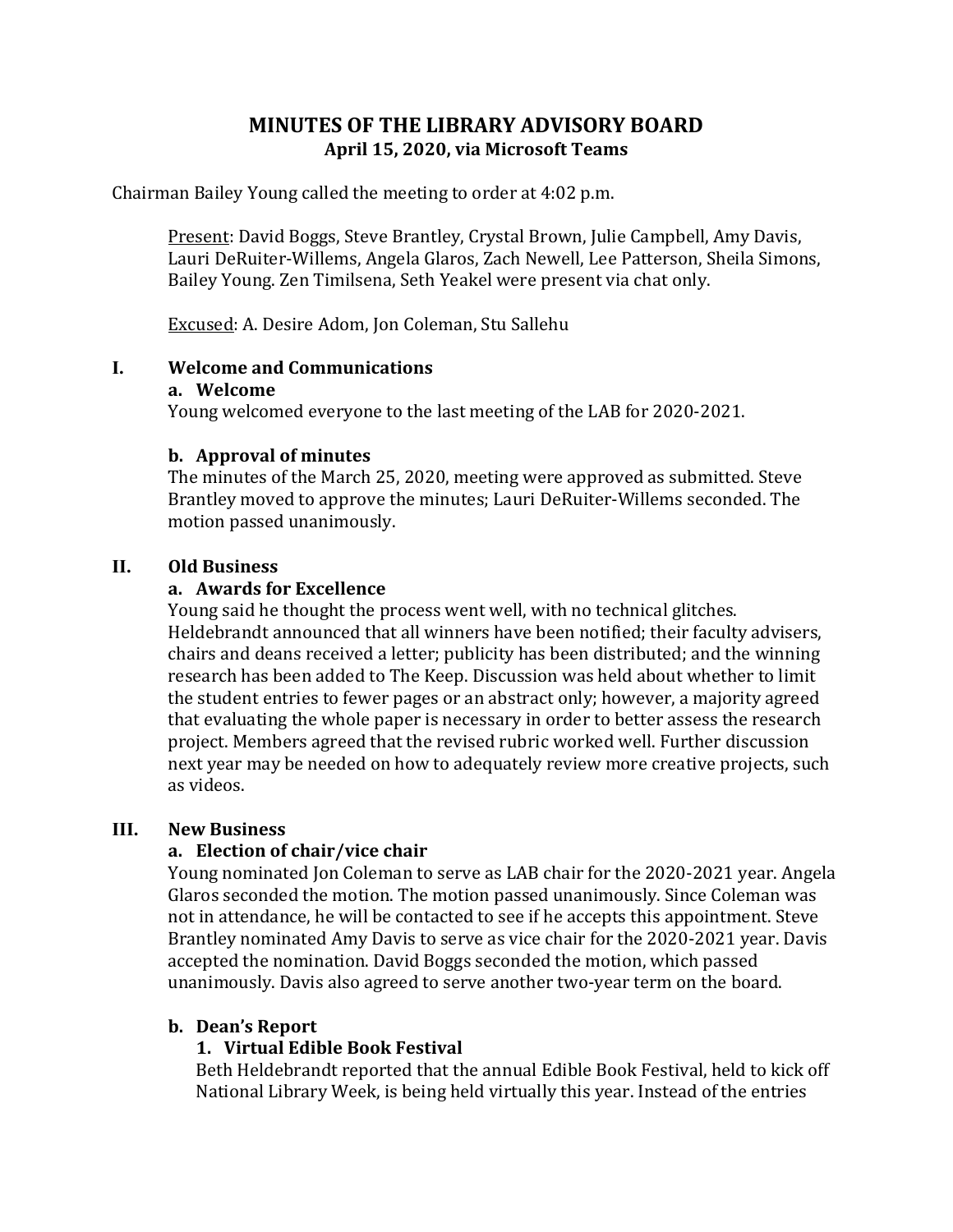# MINUTES OF THE LIBRARY ADVISORY BOARD
**April 15, 2020, via Microsoft Teams**

Chairman Bailey Young called the meeting to order at 4:02 p.m.

Present: David Boggs, Steve Brantley, Crystal Brown, Julie Campbell, Amy Davis, Lauri DeRuiter-Willems, Angela Glaros, Zach Newell, Lee Patterson, Sheila Simons, Bailey Young. Zen Timilsena, Seth Yeakel were present via chat only.

Excused: A. Desire Adom, Jon Coleman, Stu Sallehu

## I. Welcome and Communications

### a. Welcome

Young welcomed everyone to the last meeting of the LAB for 2020-2021.

### b. Approval of minutes

The minutes of the March 25, 2020, meeting were approved as submitted. Steve Brantley moved to approve the minutes; Lauri DeRuiter-Willems seconded. The motion passed unanimously.

## II. Old Business

### a. Awards for Excellence

Young said he thought the process went well, with no technical glitches. Heldebrandt announced that all winners have been notified; their faculty advisers, chairs and deans received a letter; publicity has been distributed; and the winning research has been added to The Keep. Discussion was held about whether to limit the student entries to fewer pages or an abstract only; however, a majority agreed that evaluating the whole paper is necessary in order to better assess the research project. Members agreed that the revised rubric worked well. Further discussion next year may be needed on how to adequately review more creative projects, such as videos.

## III. New Business

### a. Election of chair/vice chair

Young nominated Jon Coleman to serve as LAB chair for the 2020-2021 year. Angela Glaros seconded the motion. The motion passed unanimously. Since Coleman was not in attendance, he will be contacted to see if he accepts this appointment. Steve Brantley nominated Amy Davis to serve as vice chair for the 2020-2021 year. Davis accepted the nomination. David Boggs seconded the motion, which passed unanimously. Davis also agreed to serve another two-year term on the board.

### b. Dean's Report

#### 1. Virtual Edible Book Festival

Beth Heldebrandt reported that the annual Edible Book Festival, held to kick off National Library Week, is being held virtually this year. Instead of the entries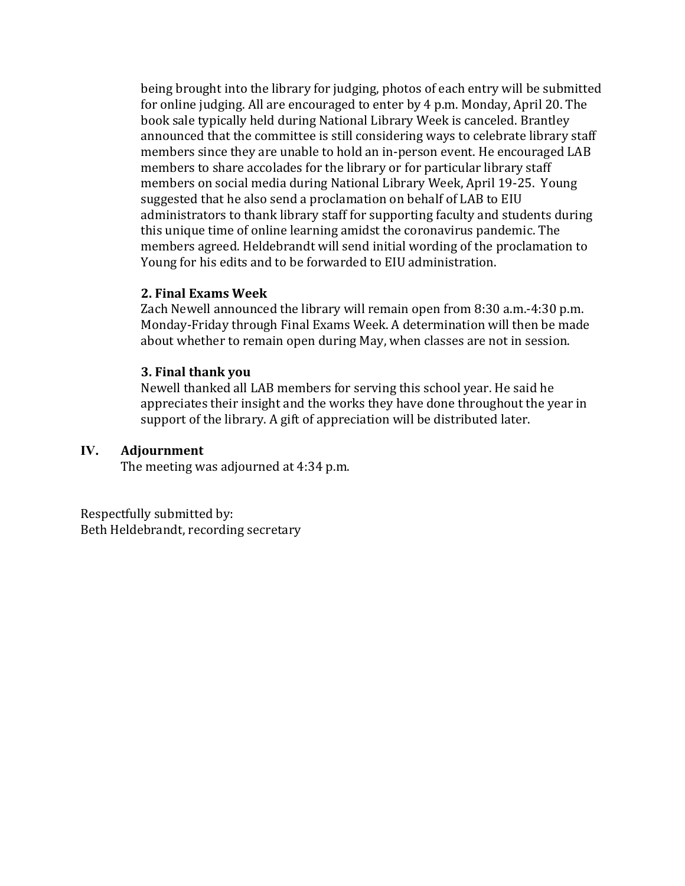being brought into the library for judging, photos of each entry will be submitted for online judging. All are encouraged to enter by 4 p.m. Monday, April 20. The book sale typically held during National Library Week is canceled. Brantley announced that the committee is still considering ways to celebrate library staff members since they are unable to hold an in-person event. He encouraged LAB members to share accolades for the library or for particular library staff members on social media during National Library Week, April 19-25. Young suggested that he also send a proclamation on behalf of LAB to EIU administrators to thank library staff for supporting faculty and students during this unique time of online learning amidst the coronavirus pandemic. The members agreed. Heldebrandt will send initial wording of the proclamation to Young for his edits and to be forwarded to EIU administration.

**2. Final Exams Week**

Zach Newell announced the library will remain open from 8:30 a.m.-4:30 p.m. Monday-Friday through Final Exams Week. A determination will then be made about whether to remain open during May, when classes are not in session.

**3. Final thank you**

Newell thanked all LAB members for serving this school year. He said he appreciates their insight and the works they have done throughout the year in support of the library. A gift of appreciation will be distributed later.

## IV. Adjournment

The meeting was adjourned at 4:34 p.m.

Respectfully submitted by:
Beth Heldebrandt, recording secretary